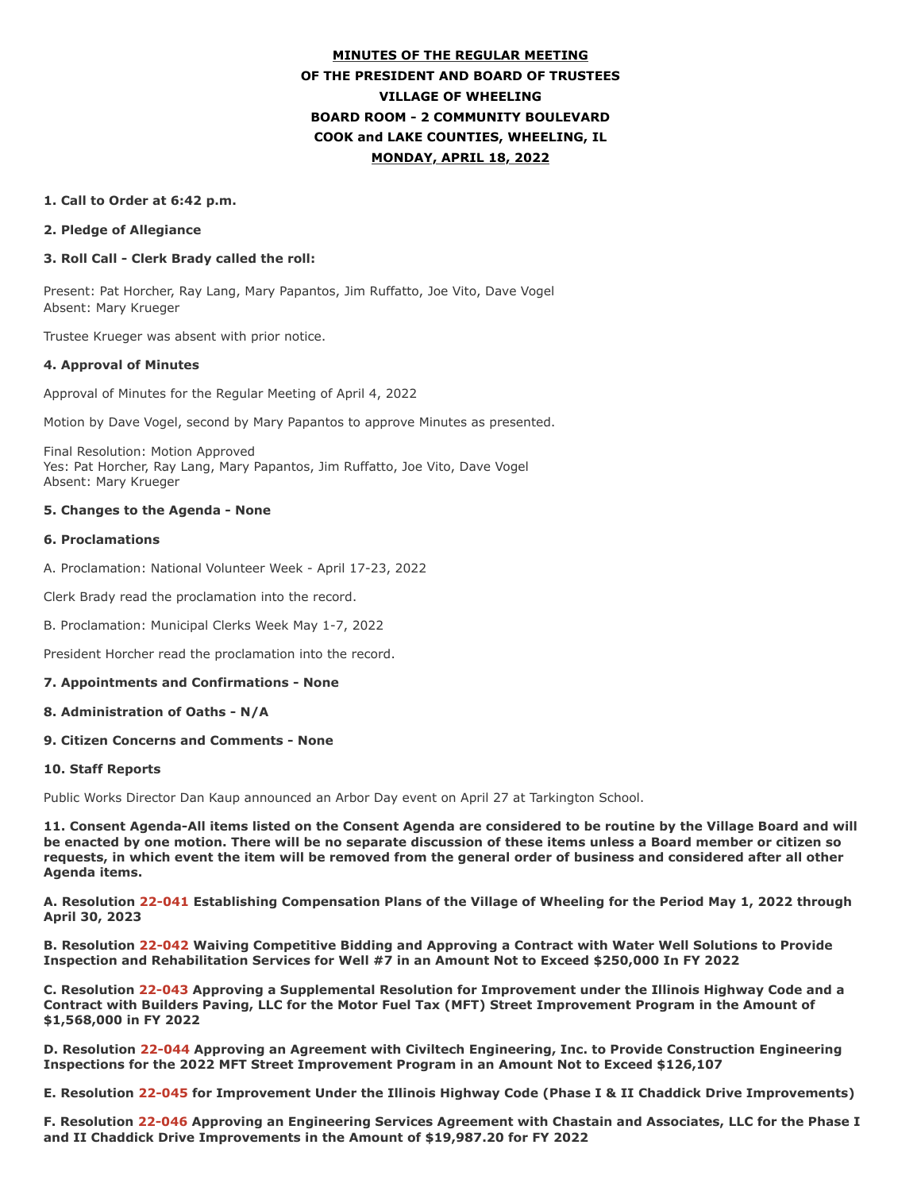**MINUTES OF THE REGULAR MEETING**
**OF THE PRESIDENT AND BOARD OF TRUSTEES**
**VILLAGE OF WHEELING**
**BOARD ROOM - 2 COMMUNITY BOULEVARD**
**COOK and LAKE COUNTIES, WHEELING, IL**
**MONDAY, APRIL 18, 2022**

**1. Call to Order at 6:42 p.m.**

**2. Pledge of Allegiance**

**3. Roll Call - Clerk Brady called the roll:**

Present: Pat Horcher, Ray Lang, Mary Papantos, Jim Ruffatto, Joe Vito, Dave Vogel
Absent: Mary Krueger

Trustee Krueger was absent with prior notice.

**4. Approval of Minutes**

Approval of Minutes for the Regular Meeting of April 4, 2022

Motion by Dave Vogel, second by Mary Papantos to approve Minutes as presented.

Final Resolution: Motion Approved
Yes: Pat Horcher, Ray Lang, Mary Papantos, Jim Ruffatto, Joe Vito, Dave Vogel
Absent: Mary Krueger

**5. Changes to the Agenda - None**

**6. Proclamations**

A. Proclamation: National Volunteer Week - April 17-23, 2022

Clerk Brady read the proclamation into the record.

B. Proclamation: Municipal Clerks Week May 1-7, 2022

President Horcher read the proclamation into the record.

**7. Appointments and Confirmations - None**

**8. Administration of Oaths - N/A**

**9. Citizen Concerns and Comments - None**

**10. Staff Reports**

Public Works Director Dan Kaup announced an Arbor Day event on April 27 at Tarkington School.

**11. Consent Agenda-All items listed on the Consent Agenda are considered to be routine by the Village Board and will be enacted by one motion. There will be no separate discussion of these items unless a Board member or citizen so requests, in which event the item will be removed from the general order of business and considered after all other Agenda items.**

**A. Resolution 22-041 Establishing Compensation Plans of the Village of Wheeling for the Period May 1, 2022 through April 30, 2023**

**B. Resolution 22-042 Waiving Competitive Bidding and Approving a Contract with Water Well Solutions to Provide Inspection and Rehabilitation Services for Well #7 in an Amount Not to Exceed $250,000 In FY 2022**

**C. Resolution 22-043 Approving a Supplemental Resolution for Improvement under the Illinois Highway Code and a Contract with Builders Paving, LLC for the Motor Fuel Tax (MFT) Street Improvement Program in the Amount of $1,568,000 in FY 2022**

**D. Resolution 22-044 Approving an Agreement with Civiltech Engineering, Inc. to Provide Construction Engineering Inspections for the 2022 MFT Street Improvement Program in an Amount Not to Exceed $126,107**

**E. Resolution 22-045 for Improvement Under the Illinois Highway Code (Phase I & II Chaddick Drive Improvements)**

**F. Resolution 22-046 Approving an Engineering Services Agreement with Chastain and Associates, LLC for the Phase I and II Chaddick Drive Improvements in the Amount of $19,987.20 for FY 2022**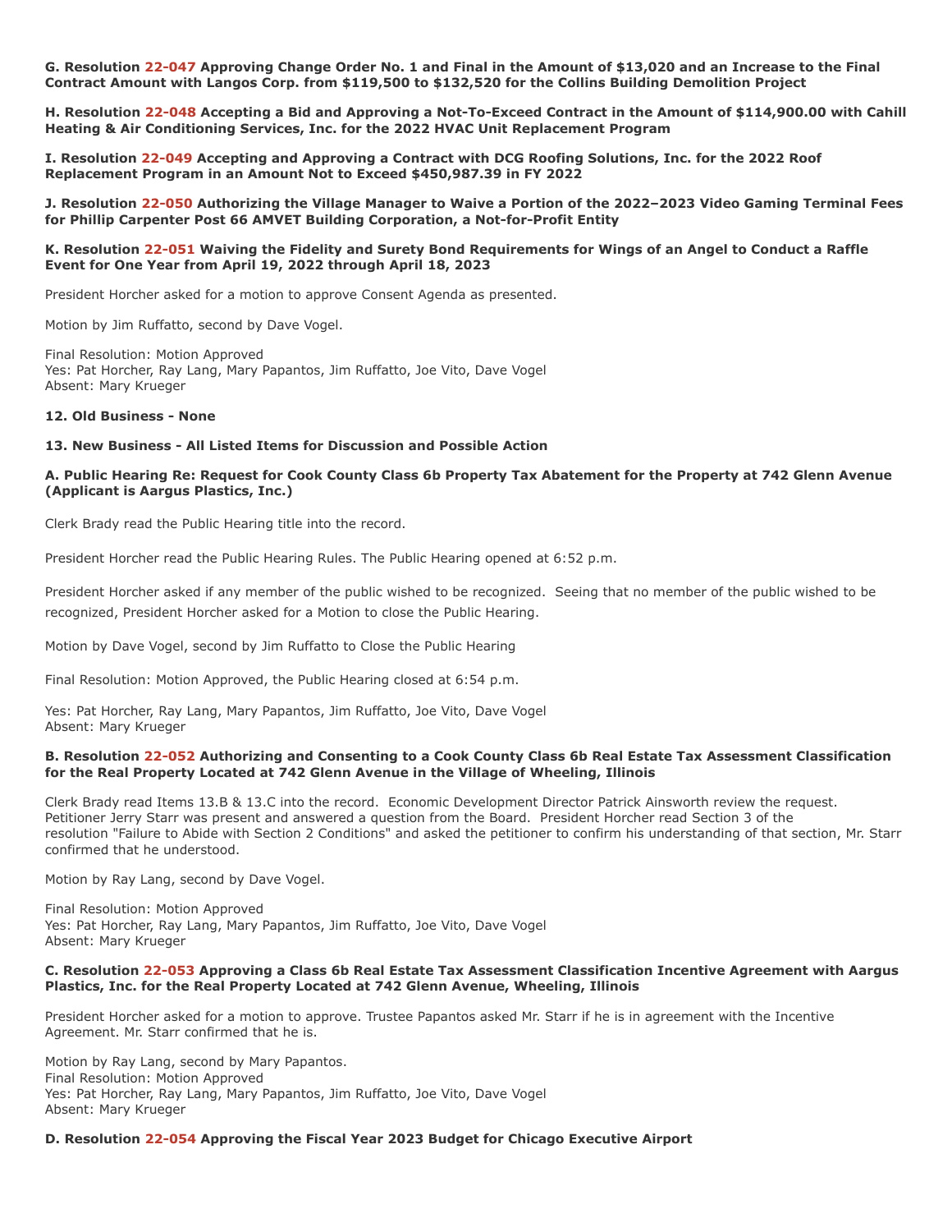**G. Resolution 22-047 Approving Change Order No. 1 and Final in the Amount of $13,020 and an Increase to the Final Contract Amount with Langos Corp. from $119,500 to $132,520 for the Collins Building Demolition Project**

**H. Resolution 22-048 Accepting a Bid and Approving a Not-To-Exceed Contract in the Amount of $114,900.00 with Cahill Heating & Air Conditioning Services, Inc. for the 2022 HVAC Unit Replacement Program**

**I. Resolution 22-049 Accepting and Approving a Contract with DCG Roofing Solutions, Inc. for the 2022 Roof Replacement Program in an Amount Not to Exceed $450,987.39 in FY 2022**

**J. Resolution 22-050 Authorizing the Village Manager to Waive a Portion of the 2022–2023 Video Gaming Terminal Fees for Phillip Carpenter Post 66 AMVET Building Corporation, a Not-for-Profit Entity**

**K. Resolution 22-051 Waiving the Fidelity and Surety Bond Requirements for Wings of an Angel to Conduct a Raffle Event for One Year from April 19, 2022 through April 18, 2023**

President Horcher asked for a motion to approve Consent Agenda as presented.

Motion by Jim Ruffatto, second by Dave Vogel.

Final Resolution: Motion Approved
Yes: Pat Horcher, Ray Lang, Mary Papantos, Jim Ruffatto, Joe Vito, Dave Vogel
Absent: Mary Krueger

**12. Old Business - None**

**13. New Business - All Listed Items for Discussion and Possible Action**

**A. Public Hearing Re: Request for Cook County Class 6b Property Tax Abatement for the Property at 742 Glenn Avenue (Applicant is Aargus Plastics, Inc.)**

Clerk Brady read the Public Hearing title into the record.

President Horcher read the Public Hearing Rules. The Public Hearing opened at 6:52 p.m.

President Horcher asked if any member of the public wished to be recognized. Seeing that no member of the public wished to be recognized, President Horcher asked for a Motion to close the Public Hearing.

Motion by Dave Vogel, second by Jim Ruffatto to Close the Public Hearing

Final Resolution: Motion Approved, the Public Hearing closed at 6:54 p.m.

Yes: Pat Horcher, Ray Lang, Mary Papantos, Jim Ruffatto, Joe Vito, Dave Vogel
Absent: Mary Krueger

**B. Resolution 22-052 Authorizing and Consenting to a Cook County Class 6b Real Estate Tax Assessment Classification for the Real Property Located at 742 Glenn Avenue in the Village of Wheeling, Illinois**

Clerk Brady read Items 13.B & 13.C into the record. Economic Development Director Patrick Ainsworth review the request. Petitioner Jerry Starr was present and answered a question from the Board. President Horcher read Section 3 of the resolution "Failure to Abide with Section 2 Conditions" and asked the petitioner to confirm his understanding of that section, Mr. Starr confirmed that he understood.

Motion by Ray Lang, second by Dave Vogel.

Final Resolution: Motion Approved
Yes: Pat Horcher, Ray Lang, Mary Papantos, Jim Ruffatto, Joe Vito, Dave Vogel
Absent: Mary Krueger

**C. Resolution 22-053 Approving a Class 6b Real Estate Tax Assessment Classification Incentive Agreement with Aargus Plastics, Inc. for the Real Property Located at 742 Glenn Avenue, Wheeling, Illinois**

President Horcher asked for a motion to approve. Trustee Papantos asked Mr. Starr if he is in agreement with the Incentive Agreement. Mr. Starr confirmed that he is.

Motion by Ray Lang, second by Mary Papantos.
Final Resolution: Motion Approved
Yes: Pat Horcher, Ray Lang, Mary Papantos, Jim Ruffatto, Joe Vito, Dave Vogel
Absent: Mary Krueger

**D. Resolution 22-054 Approving the Fiscal Year 2023 Budget for Chicago Executive Airport**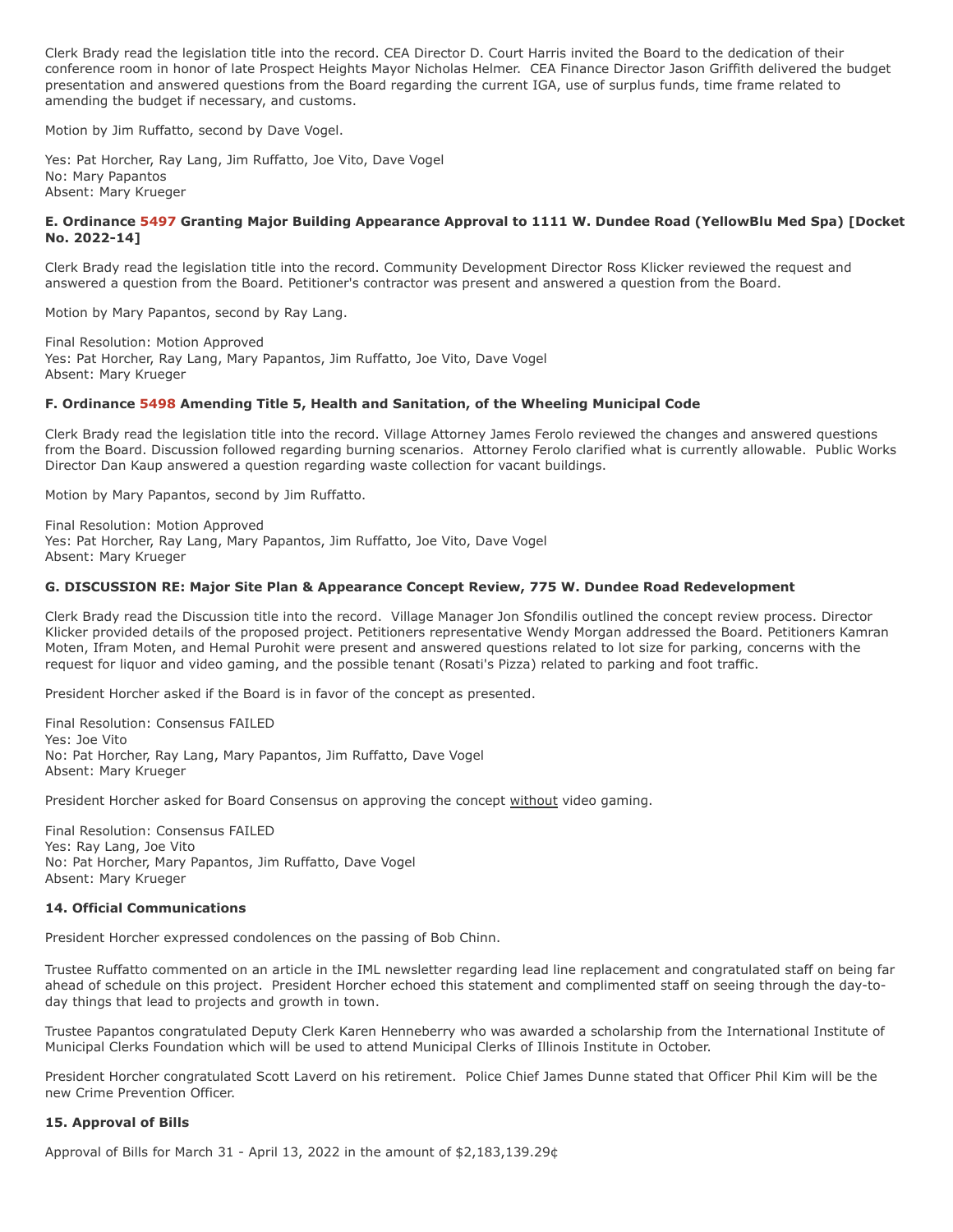Clerk Brady read the legislation title into the record. CEA Director D. Court Harris invited the Board to the dedication of their conference room in honor of late Prospect Heights Mayor Nicholas Helmer. CEA Finance Director Jason Griffith delivered the budget presentation and answered questions from the Board regarding the current IGA, use of surplus funds, time frame related to amending the budget if necessary, and customs.

Motion by Jim Ruffatto, second by Dave Vogel.

Yes: Pat Horcher, Ray Lang, Jim Ruffatto, Joe Vito, Dave Vogel
No: Mary Papantos
Absent: Mary Krueger

**E. Ordinance 5497 Granting Major Building Appearance Approval to 1111 W. Dundee Road (YellowBlu Med Spa) [Docket No. 2022-14]**

Clerk Brady read the legislation title into the record. Community Development Director Ross Klicker reviewed the request and answered a question from the Board. Petitioner's contractor was present and answered a question from the Board.

Motion by Mary Papantos, second by Ray Lang.

Final Resolution: Motion Approved
Yes: Pat Horcher, Ray Lang, Mary Papantos, Jim Ruffatto, Joe Vito, Dave Vogel
Absent: Mary Krueger

**F. Ordinance 5498 Amending Title 5, Health and Sanitation, of the Wheeling Municipal Code**

Clerk Brady read the legislation title into the record. Village Attorney James Ferolo reviewed the changes and answered questions from the Board. Discussion followed regarding burning scenarios. Attorney Ferolo clarified what is currently allowable. Public Works Director Dan Kaup answered a question regarding waste collection for vacant buildings.

Motion by Mary Papantos, second by Jim Ruffatto.

Final Resolution: Motion Approved
Yes: Pat Horcher, Ray Lang, Mary Papantos, Jim Ruffatto, Joe Vito, Dave Vogel
Absent: Mary Krueger

**G. DISCUSSION RE: Major Site Plan & Appearance Concept Review, 775 W. Dundee Road Redevelopment**

Clerk Brady read the Discussion title into the record. Village Manager Jon Sfondilis outlined the concept review process. Director Klicker provided details of the proposed project. Petitioners representative Wendy Morgan addressed the Board. Petitioners Kamran Moten, Ifram Moten, and Hemal Purohit were present and answered questions related to lot size for parking, concerns with the request for liquor and video gaming, and the possible tenant (Rosati's Pizza) related to parking and foot traffic.

President Horcher asked if the Board is in favor of the concept as presented.

Final Resolution: Consensus FAILED
Yes: Joe Vito
No: Pat Horcher, Ray Lang, Mary Papantos, Jim Ruffatto, Dave Vogel
Absent: Mary Krueger

President Horcher asked for Board Consensus on approving the concept <u>without</u> video gaming.

Final Resolution: Consensus FAILED
Yes: Ray Lang, Joe Vito
No: Pat Horcher, Mary Papantos, Jim Ruffatto, Dave Vogel
Absent: Mary Krueger

**14. Official Communications**

President Horcher expressed condolences on the passing of Bob Chinn.

Trustee Ruffatto commented on an article in the IML newsletter regarding lead line replacement and congratulated staff on being far ahead of schedule on this project. President Horcher echoed this statement and complimented staff on seeing through the day-to-day things that lead to projects and growth in town.

Trustee Papantos congratulated Deputy Clerk Karen Henneberry who was awarded a scholarship from the International Institute of Municipal Clerks Foundation which will be used to attend Municipal Clerks of Illinois Institute in October.

President Horcher congratulated Scott Laverd on his retirement. Police Chief James Dunne stated that Officer Phil Kim will be the new Crime Prevention Officer.

**15. Approval of Bills**

Approval of Bills for March 31 - April 13, 2022 in the amount of $2,183,139.29¢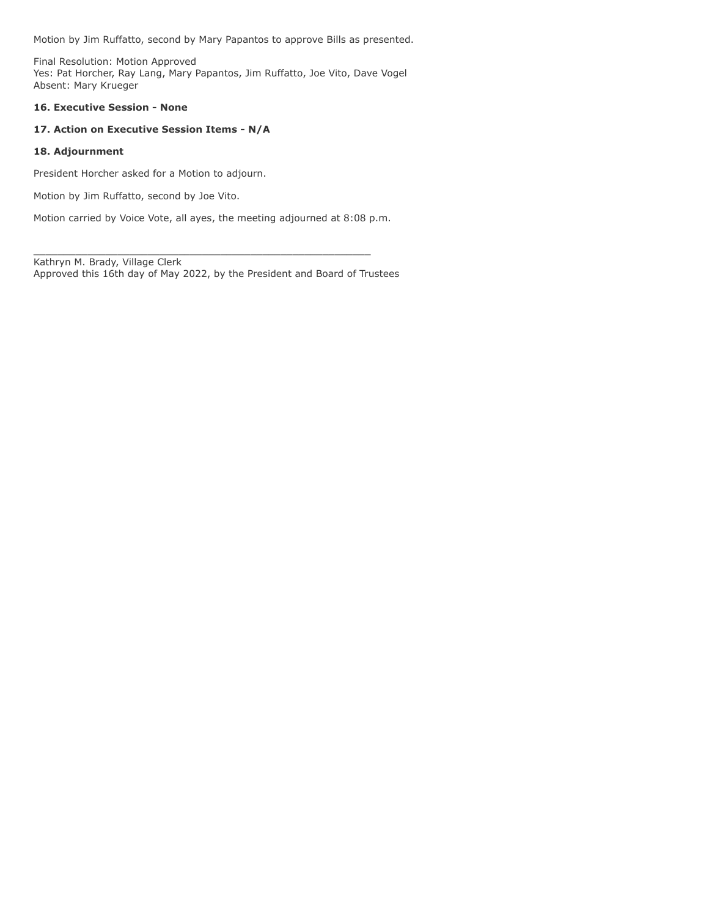Motion by Jim Ruffatto, second by Mary Papantos to approve Bills as presented.

Final Resolution: Motion Approved
Yes: Pat Horcher, Ray Lang, Mary Papantos, Jim Ruffatto, Joe Vito, Dave Vogel
Absent: Mary Krueger

**16. Executive Session - None**

**17. Action on Executive Session Items - N/A**

**18. Adjournment**

President Horcher asked for a Motion to adjourn.

Motion by Jim Ruffatto, second by Joe Vito.

Motion carried by Voice Vote, all ayes, the meeting adjourned at 8:08 p.m.

_______________________________________________________
Kathryn M. Brady, Village Clerk
Approved this 16th day of May 2022, by the President and Board of Trustees